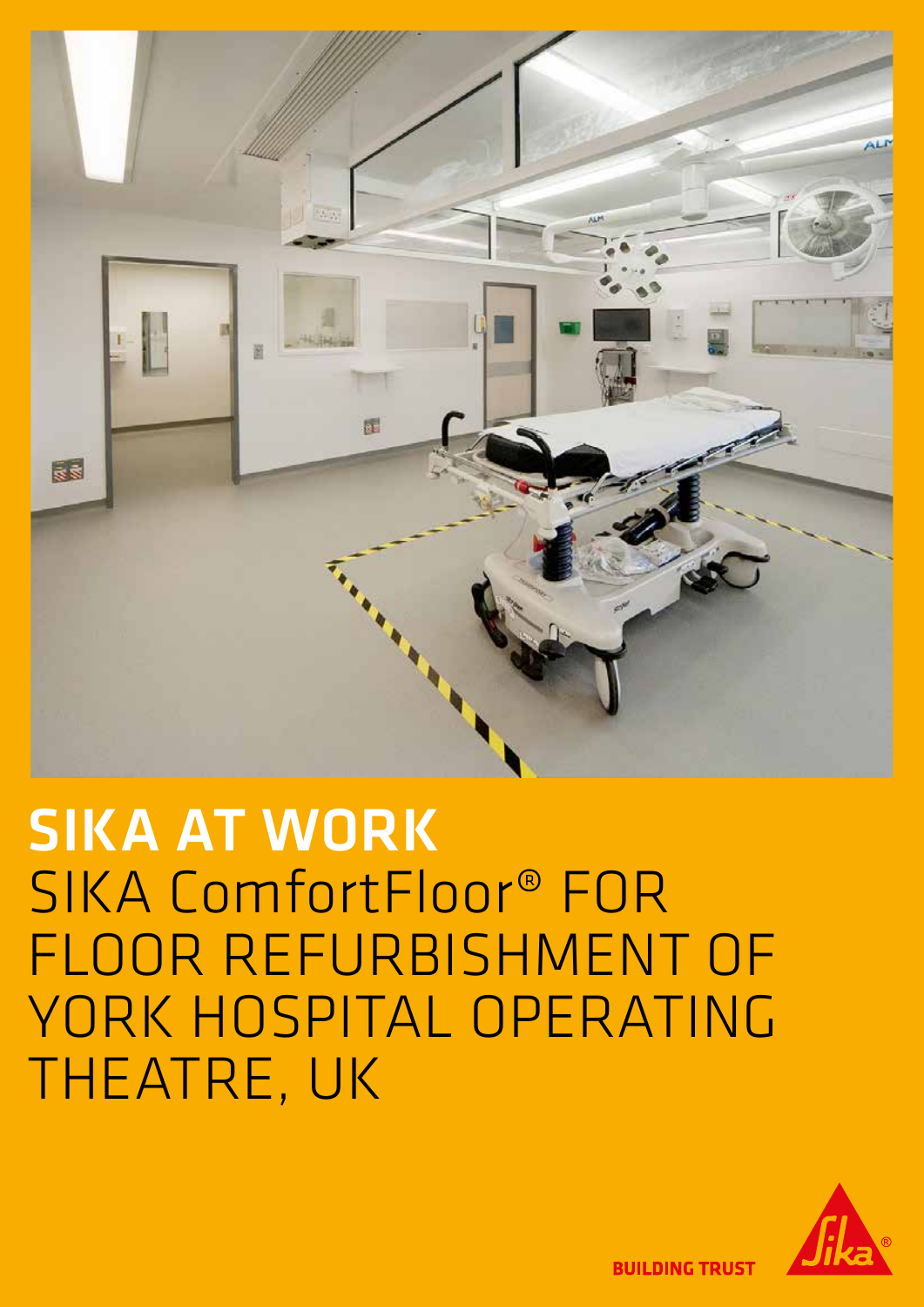# SIKA AT WORK

## SIKA ComfortFloor® FOR FLOOR REFURBISHMENT OF YORK HOSPITAL OPERATING THEATRE, UK

BUILDING TRUST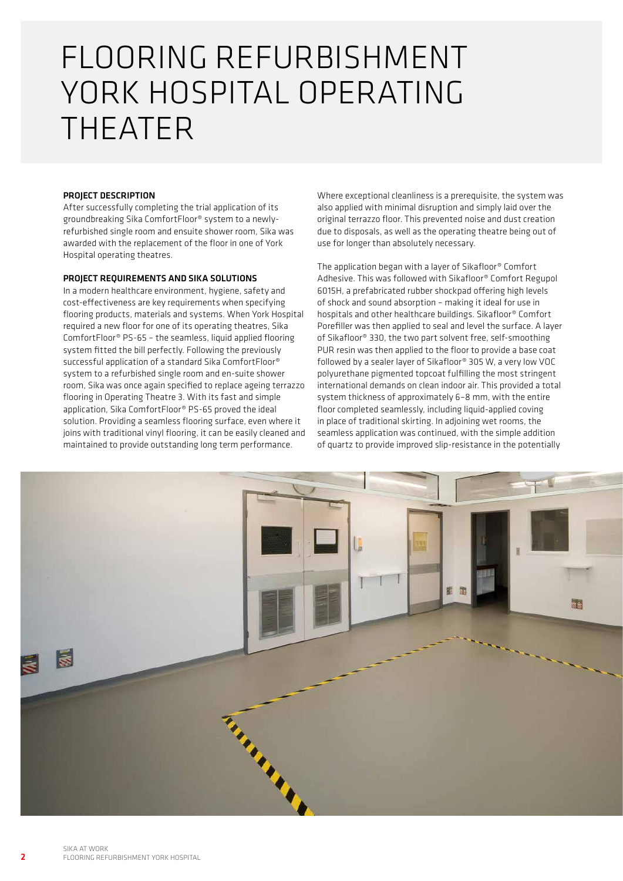# FLOORING REFURBISHMENT YORK HOSPITAL OPERATING THEATER

**PROJECT DESCRIPTION**

After successfully completing the trial application of its groundbreaking Sika ComfortFloor® system to a newly-refurbished single room and ensuite shower room, Sika was awarded with the replacement of the floor in one of York Hospital operating theatres.

**PROJECT REQUIREMENTS AND SIKA SOLUTIONS**

In a modern healthcare environment, hygiene, safety and cost-effectiveness are key requirements when specifying flooring products, materials and systems. When York Hospital required a new floor for one of its operating theatres, Sika ComfortFloor® PS-65 – the seamless, liquid applied flooring system fitted the bill perfectly. Following the previously successful application of a standard Sika ComfortFloor® system to a refurbished single room and en-suite shower room, Sika was once again specified to replace ageing terrazzo flooring in Operating Theatre 3. With its fast and simple application, Sika ComfortFloor® PS-65 proved the ideal solution. Providing a seamless flooring surface, even where it joins with traditional vinyl flooring, it can be easily cleaned and maintained to provide outstanding long term performance.

Where exceptional cleanliness is a prerequisite, the system was also applied with minimal disruption and simply laid over the original terrazzo floor. This prevented noise and dust creation due to disposals, as well as the operating theatre being out of use for longer than absolutely necessary.

The application began with a layer of Sikafloor® Comfort Adhesive. This was followed with Sikafloor® Comfort Regupol 6015H, a prefabricated rubber shockpad offering high levels of shock and sound absorption – making it ideal for use in hospitals and other healthcare buildings. Sikafloor® Comfort Porefiller was then applied to seal and level the surface. A layer of Sikafloor® 330, the two part solvent free, self-smoothing PUR resin was then applied to the floor to provide a base coat followed by a sealer layer of Sikafloor® 305 W, a very low VOC polyurethane pigmented topcoat fulfilling the most stringent international demands on clean indoor air. This provided a total system thickness of approximately 6–8 mm, with the entire floor completed seamlessly, including liquid-applied coving in place of traditional skirting. In adjoining wet rooms, the seamless application was continued, with the simple addition of quartz to provide improved slip-resistance in the potentially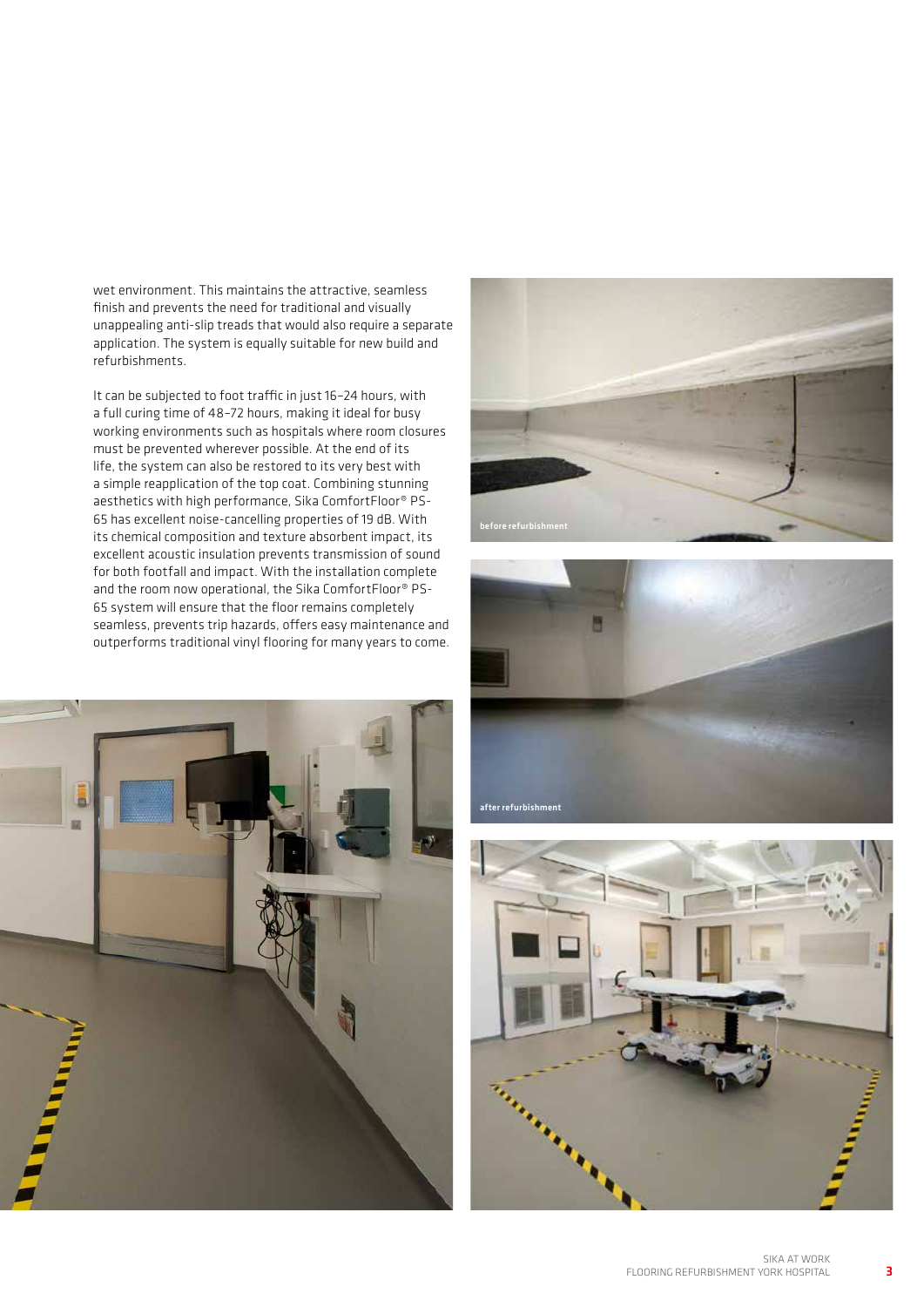wet environment. This maintains the attractive, seamless finish and prevents the need for traditional and visually unappealing anti-slip treads that would also require a separate application. The system is equally suitable for new build and refurbishments.

It can be subjected to foot traffic in just 16–24 hours, with a full curing time of 48–72 hours, making it ideal for busy working environments such as hospitals where room closures must be prevented wherever possible. At the end of its life, the system can also be restored to its very best with a simple reapplication of the top coat. Combining stunning aesthetics with high performance, Sika ComfortFloor® PS-65 has excellent noise-cancelling properties of 19 dB. With its chemical composition and texture absorbent impact, its excellent acoustic insulation prevents transmission of sound for both footfall and impact. With the installation complete and the room now operational, the Sika ComfortFloor® PS-65 system will ensure that the floor remains completely seamless, prevents trip hazards, offers easy maintenance and outperforms traditional vinyl flooring for many years to come.

before refurbishment

after refurbishment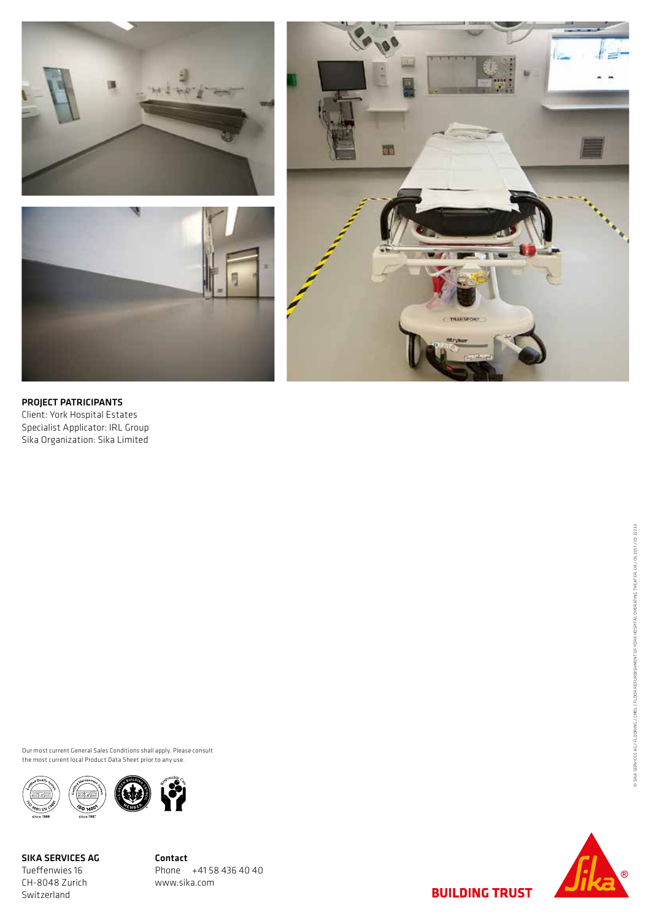**PROJECT PATRICIPANTS**
Client: York Hospital Estates
Specialist Applicator: IRL Group
Sika Organization: Sika Limited

Our most current General Sales Conditions shall apply. Please consult the most current local Product Data Sheet prior to any use.

**SIKA SERVICES AG**
Tueffenwies 16
CH-8048 Zurich
Switzerland

**Contact**
Phone +41 58 436 40 40
www.sika.com

**BUILDING TRUST**

© SIKA SERVICES AG / FLOORING / CMDL / FLOOR REFURBISHMENT OF YORK HOSPITAL OPERATING THEATER, UK / 05.2017 / ID: 22233